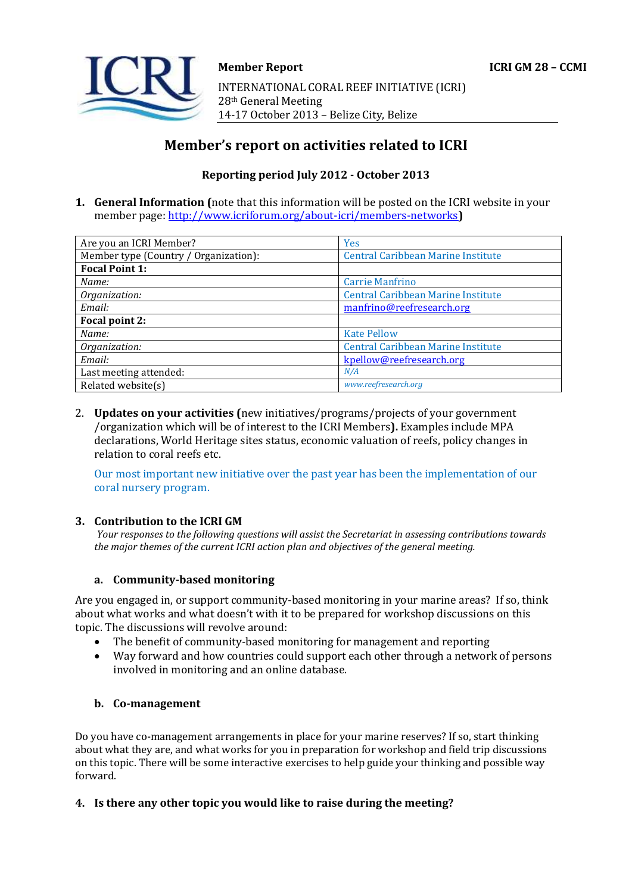**Member Report**

**ICRI GM 28 – CCMI**

INTERNATIONAL CORAL REEF INITIATIVE (ICRI)
28th General Meeting
14-17 October 2013 – Belize City, Belize

# Member's report on activities related to ICRI

**Reporting period July 2012 - October 2013**

1. **General Information (**note that this information will be posted on the ICRI website in your member page: http://www.icriforum.org/about-icri/members-networks**)**

| Are you an ICRI Member? | Yes |
|---|---|
| Member type (Country / Organization): | Central Caribbean Marine Institute |
| **Focal Point 1:** | |
| *Name:* | Carrie Manfrino |
| *Organization:* | Central Caribbean Marine Institute |
| *Email:* | manfrino@reefresearch.org |
| **Focal point 2:** | |
| *Name:* | Kate Pellow |
| *Organization:* | Central Caribbean Marine Institute |
| *Email:* | kpellow@reefresearch.org |
| Last meeting attended: | *N/A* |
| Related website(s) | *www.reefresearch.org* |

2. **Updates on your activities (**new initiatives/programs/projects of your government /organization which will be of interest to the ICRI Members**).** Examples include MPA declarations, World Heritage sites status, economic valuation of reefs, policy changes in relation to coral reefs etc.

   Our most important new initiative over the past year has been the implementation of our coral nursery program.

3. **Contribution to the ICRI GM**
   *Your responses to the following questions will assist the Secretariat in assessing contributions towards the major themes of the current ICRI action plan and objectives of the general meeting.*

### a. Community-based monitoring

Are you engaged in, or support community-based monitoring in your marine areas? If so, think about what works and what doesn't with it to be prepared for workshop discussions on this topic. The discussions will revolve around:

- The benefit of community-based monitoring for management and reporting
- Way forward and how countries could support each other through a network of persons involved in monitoring and an online database.

### b. Co-management

Do you have co-management arrangements in place for your marine reserves? If so, start thinking about what they are, and what works for you in preparation for workshop and field trip discussions on this topic. There will be some interactive exercises to help guide your thinking and possible way forward.

4. **Is there any other topic you would like to raise during the meeting?**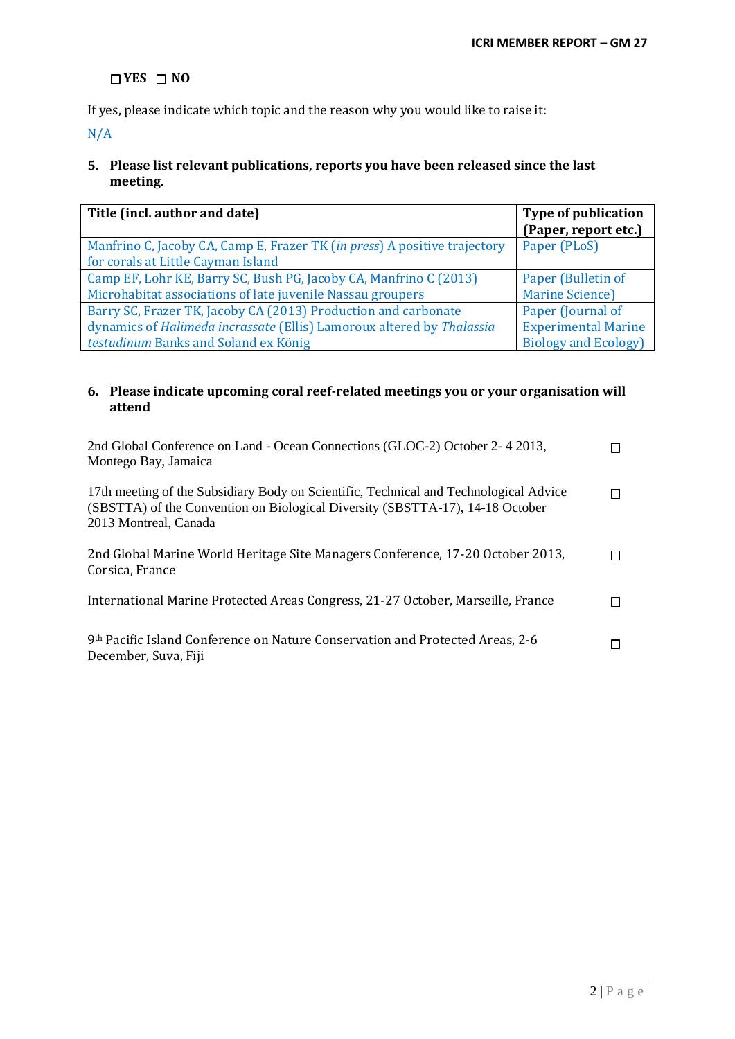☐ **YES** ☐ **NO**

If yes, please indicate which topic and the reason why you would like to raise it:

N/A

**5. Please list relevant publications, reports you have been released since the last meeting.**

| **Title (incl. author and date)** | **Type of publication (Paper, report etc.)** |
|---|---|
| Manfrino C, Jacoby CA, Camp E, Frazer TK (*in press*) A positive trajectory for corals at Little Cayman Island | Paper (PLoS) |
| Camp EF, Lohr KE, Barry SC, Bush PG, Jacoby CA, Manfrino C (2013) Microhabitat associations of late juvenile Nassau groupers | Paper (Bulletin of Marine Science) |
| Barry SC, Frazer TK, Jacoby CA (2013) Production and carbonate dynamics of *Halimeda incrassate* (Ellis) Lamoroux altered by *Thalassia testudinum* Banks and Soland ex König | Paper (Journal of Experimental Marine Biology and Ecology) |

**6. Please indicate upcoming coral reef-related meetings you or your organisation will attend**

2nd Global Conference on Land - Ocean Connections (GLOC-2) October 2- 4 2013, Montego Bay, Jamaica ☐

17th meeting of the Subsidiary Body on Scientific, Technical and Technological Advice (SBSTTA) of the Convention on Biological Diversity (SBSTTA-17), 14-18 October 2013 Montreal, Canada ☐

2nd Global Marine World Heritage Site Managers Conference, 17-20 October 2013, Corsica, France ☐

International Marine Protected Areas Congress, 21-27 October, Marseille, France ☐

9th Pacific Island Conference on Nature Conservation and Protected Areas, 2-6 December, Suva, Fiji ☐